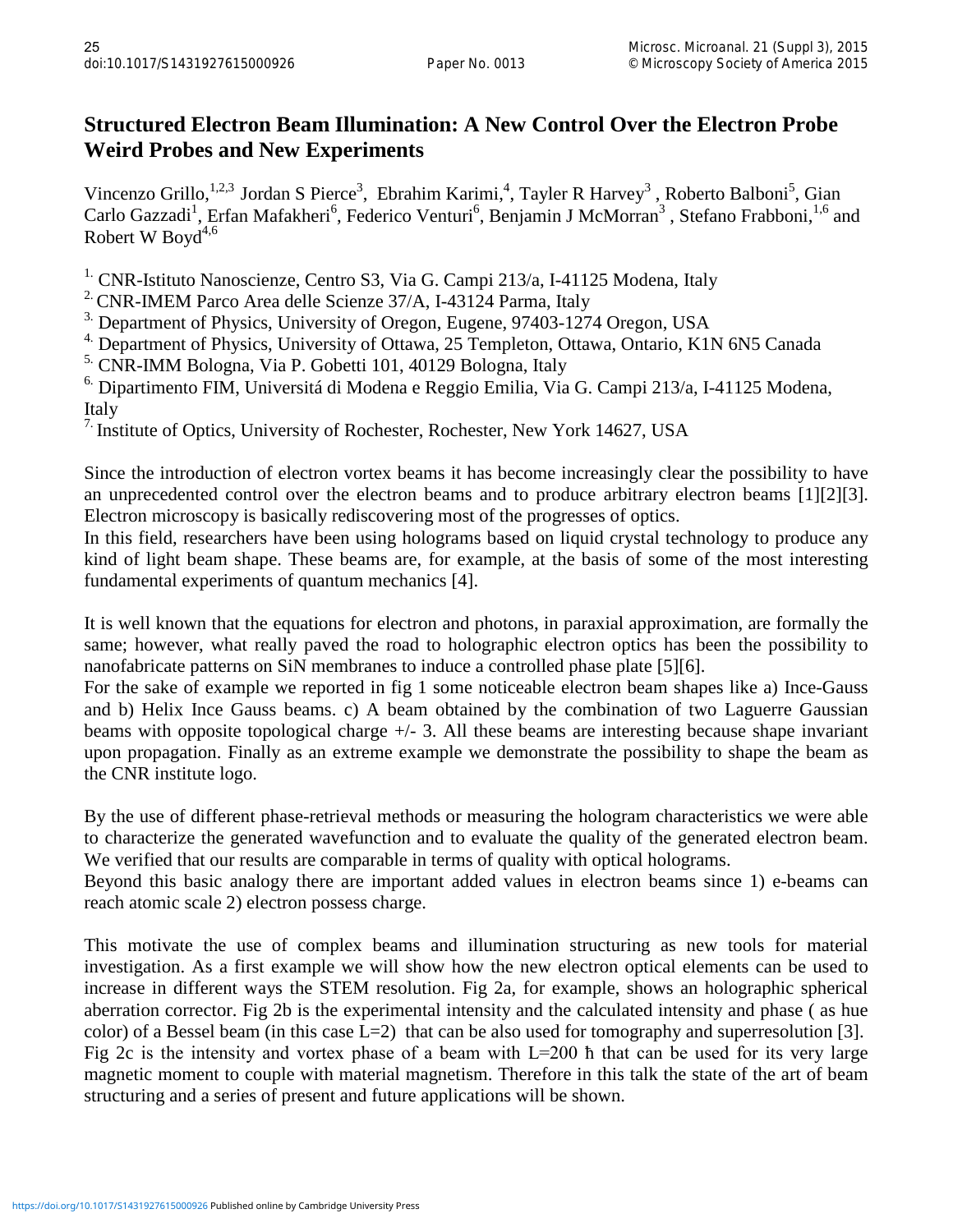# Structured Electron Beam Illumination: A New Control Over the Electron Probe Weird Probes and New Experiments

Vincenzo Grillo,[1,2,3] Jordan S Pierce[3], Ebrahim Karimi,[4], Tayler R Harvey[3] , Roberto Balboni[5], Gian Carlo Gazzadi[1], Erfan Mafakheri[6], Federico Venturi[6], Benjamin J McMorran[3] , Stefano Frabboni,[1,6] and Robert W Boyd[4,6]

[1.] CNR-Istituto Nanoscienze, Centro S3, Via G. Campi 213/a, I-41125 Modena, Italy
[2.] CNR-IMEM Parco Area delle Scienze 37/A, I-43124 Parma, Italy
[3.] Department of Physics, University of Oregon, Eugene, 97403-1274 Oregon, USA
[4.] Department of Physics, University of Ottawa, 25 Templeton, Ottawa, Ontario, K1N 6N5 Canada
[5.] CNR-IMM Bologna, Via P. Gobetti 101, 40129 Bologna, Italy
[6.] Dipartimento FIM, Universitá di Modena e Reggio Emilia, Via G. Campi 213/a, I-41125 Modena, Italy
[7.] Institute of Optics, University of Rochester, Rochester, New York 14627, USA

Since the introduction of electron vortex beams it has become increasingly clear the possibility to have an unprecedented control over the electron beams and to produce arbitrary electron beams [1][2][3]. Electron microscopy is basically rediscovering most of the progresses of optics.
In this field, researchers have been using holograms based on liquid crystal technology to produce any kind of light beam shape. These beams are, for example, at the basis of some of the most interesting fundamental experiments of quantum mechanics [4].

It is well known that the equations for electron and photons, in paraxial approximation, are formally the same; however, what really paved the road to holographic electron optics has been the possibility to nanofabricate patterns on SiN membranes to induce a controlled phase plate [5][6].
For the sake of example we reported in fig 1 some noticeable electron beam shapes like a) Ince-Gauss and b) Helix Ince Gauss beams. c) A beam obtained by the combination of two Laguerre Gaussian beams with opposite topological charge +/- 3. All these beams are interesting because shape invariant upon propagation. Finally as an extreme example we demonstrate the possibility to shape the beam as the CNR institute logo.

By the use of different phase-retrieval methods or measuring the hologram characteristics we were able to characterize the generated wavefunction and to evaluate the quality of the generated electron beam. We verified that our results are comparable in terms of quality with optical holograms.
Beyond this basic analogy there are important added values in electron beams since 1) e-beams can reach atomic scale 2) electron possess charge.

This motivate the use of complex beams and illumination structuring as new tools for material investigation. As a first example we will show how the new electron optical elements can be used to increase in different ways the STEM resolution. Fig 2a, for example, shows an holographic spherical aberration corrector. Fig 2b is the experimental intensity and the calculated intensity and phase ( as hue color) of a Bessel beam (in this case L=2) that can be also used for tomography and superresolution [3]. Fig 2c is the intensity and vortex phase of a beam with $L=200\ \hbar$ that can be used for its very large magnetic moment to couple with material magnetism. Therefore in this talk the state of the art of beam structuring and a series of present and future applications will be shown.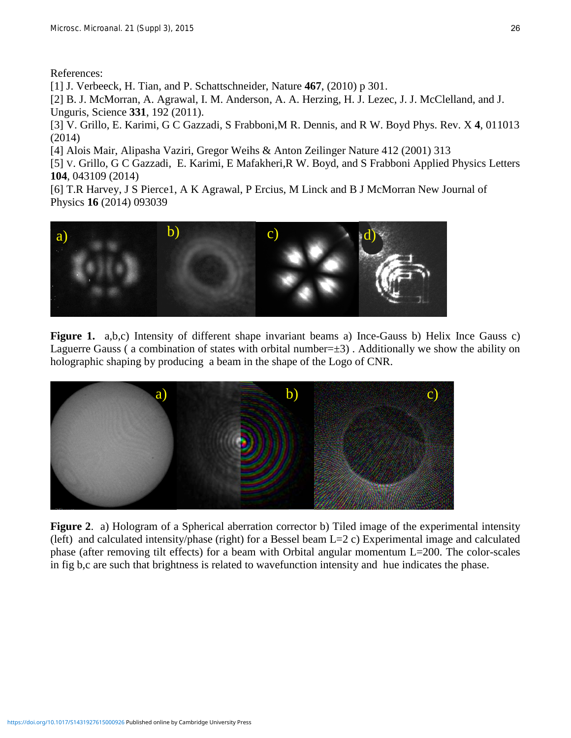References:

[1] J. Verbeeck, H. Tian, and P. Schattschneider, Nature **467**, (2010) p 301.

[2] B. J. McMorran, A. Agrawal, I. M. Anderson, A. A. Herzing, H. J. Lezec, J. J. McClelland, and J. Unguris, Science **331**, 192 (2011).

[3] V. Grillo, E. Karimi, G C Gazzadi, S Frabboni,M R. Dennis, and R W. Boyd Phys. Rev. X **4**, 011013 (2014)

[4] Alois Mair, Alipasha Vaziri, Gregor Weihs & Anton Zeilinger Nature 412 (2001) 313

[5] V. Grillo, G C Gazzadi, E. Karimi, E Mafakheri,R W. Boyd, and S Frabboni Applied Physics Letters **104**, 043109 (2014)

[6] T.R Harvey, J S Pierce1, A K Agrawal, P Ercius, M Linck and B J McMorran New Journal of Physics **16** (2014) 093039

a) b) c) d)

**Figure 1.** a,b,c) Intensity of different shape invariant beams a) Ince-Gauss b) Helix Ince Gauss c) Laguerre Gauss ( a combination of states with orbital number=±3) . Additionally we show the ability on holographic shaping by producing a beam in the shape of the Logo of CNR.

a) b) c)

**Figure 2**. a) Hologram of a Spherical aberration corrector b) Tiled image of the experimental intensity (left) and calculated intensity/phase (right) for a Bessel beam L=2 c) Experimental image and calculated phase (after removing tilt effects) for a beam with Orbital angular momentum L=200. The color-scales in fig b,c are such that brightness is related to wavefunction intensity and hue indicates the phase.